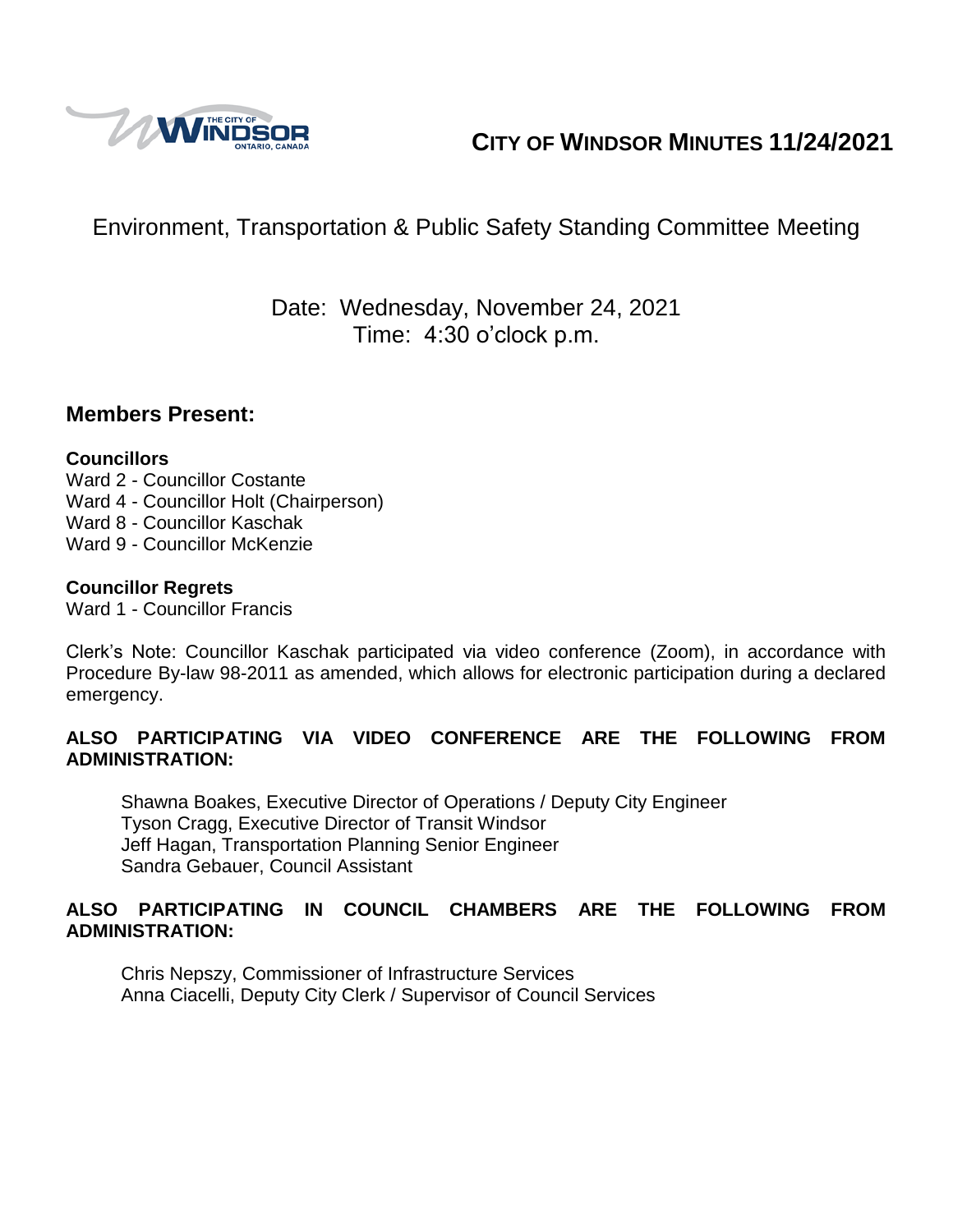# CITY OF WINDSOR MINUTES 11/24/2021

## Environment, Transportation & Public Safety Standing Committee Meeting

Date: Wednesday, November 24, 2021
Time: 4:30 o'clock p.m.

## Members Present:

**Councillors**
Ward 2 - Councillor Costante
Ward 4 - Councillor Holt (Chairperson)
Ward 8 - Councillor Kaschak
Ward 9 - Councillor McKenzie

**Councillor Regrets**
Ward 1 - Councillor Francis

Clerk's Note: Councillor Kaschak participated via video conference (Zoom), in accordance with Procedure By-law 98-2011 as amended, which allows for electronic participation during a declared emergency.

**ALSO PARTICIPATING VIA VIDEO CONFERENCE ARE THE FOLLOWING FROM ADMINISTRATION:**

Shawna Boakes, Executive Director of Operations / Deputy City Engineer
Tyson Cragg, Executive Director of Transit Windsor
Jeff Hagan, Transportation Planning Senior Engineer
Sandra Gebauer, Council Assistant

**ALSO PARTICIPATING IN COUNCIL CHAMBERS ARE THE FOLLOWING FROM ADMINISTRATION:**

Chris Nepszy, Commissioner of Infrastructure Services
Anna Ciacelli, Deputy City Clerk / Supervisor of Council Services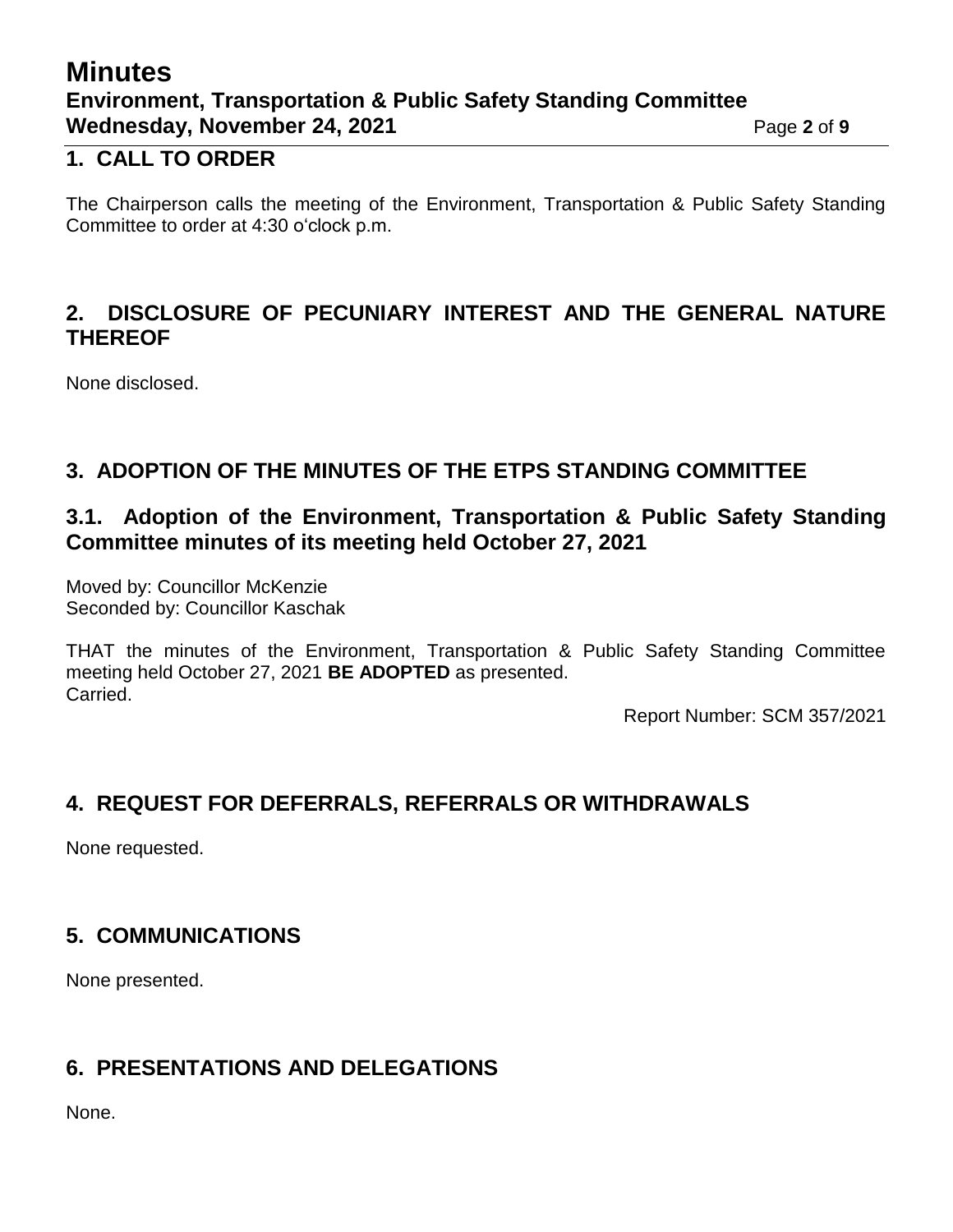## 1. CALL TO ORDER

The Chairperson calls the meeting of the Environment, Transportation & Public Safety Standing Committee to order at 4:30 o'clock p.m.

## 2. DISCLOSURE OF PECUNIARY INTEREST AND THE GENERAL NATURE THEREOF

None disclosed.

## 3. ADOPTION OF THE MINUTES OF THE ETPS STANDING COMMITTEE

### 3.1. Adoption of the Environment, Transportation & Public Safety Standing Committee minutes of its meeting held October 27, 2021

Moved by: Councillor McKenzie
Seconded by: Councillor Kaschak

THAT the minutes of the Environment, Transportation & Public Safety Standing Committee meeting held October 27, 2021 **BE ADOPTED** as presented.
Carried.

Report Number: SCM 357/2021

## 4. REQUEST FOR DEFERRALS, REFERRALS OR WITHDRAWALS

None requested.

## 5. COMMUNICATIONS

None presented.

## 6. PRESENTATIONS AND DELEGATIONS

None.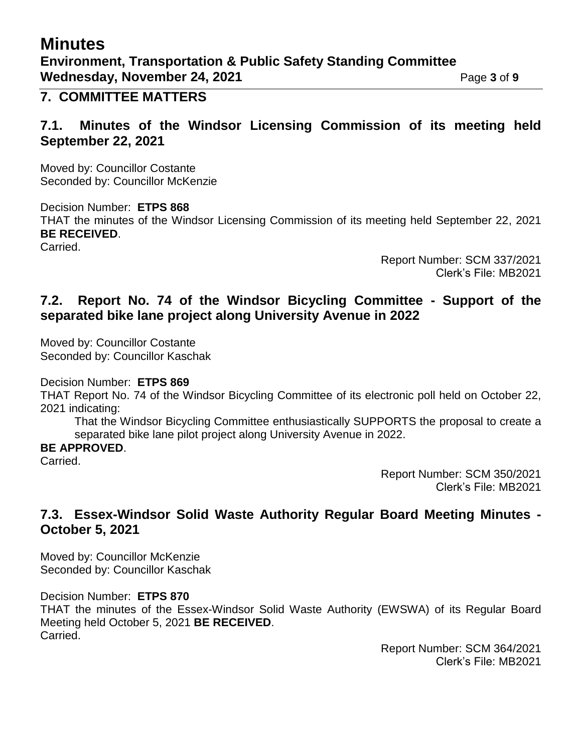## 7. COMMITTEE MATTERS

### 7.1. Minutes of the Windsor Licensing Commission of its meeting held September 22, 2021

Moved by: Councillor Costante
Seconded by: Councillor McKenzie

Decision Number: **ETPS 868**
THAT the minutes of the Windsor Licensing Commission of its meeting held September 22, 2021 **BE RECEIVED**.
Carried.

Report Number: SCM 337/2021
Clerk's File: MB2021

### 7.2. Report No. 74 of the Windsor Bicycling Committee - Support of the separated bike lane project along University Avenue in 2022

Moved by: Councillor Costante
Seconded by: Councillor Kaschak

Decision Number: **ETPS 869**
THAT Report No. 74 of the Windsor Bicycling Committee of its electronic poll held on October 22, 2021 indicating:

> That the Windsor Bicycling Committee enthusiastically SUPPORTS the proposal to create a separated bike lane pilot project along University Avenue in 2022.

**BE APPROVED**.
Carried.

Report Number: SCM 350/2021
Clerk's File: MB2021

### 7.3. Essex-Windsor Solid Waste Authority Regular Board Meeting Minutes - October 5, 2021

Moved by: Councillor McKenzie
Seconded by: Councillor Kaschak

Decision Number: **ETPS 870**
THAT the minutes of the Essex-Windsor Solid Waste Authority (EWSWA) of its Regular Board Meeting held October 5, 2021 **BE RECEIVED**.
Carried.

Report Number: SCM 364/2021
Clerk's File: MB2021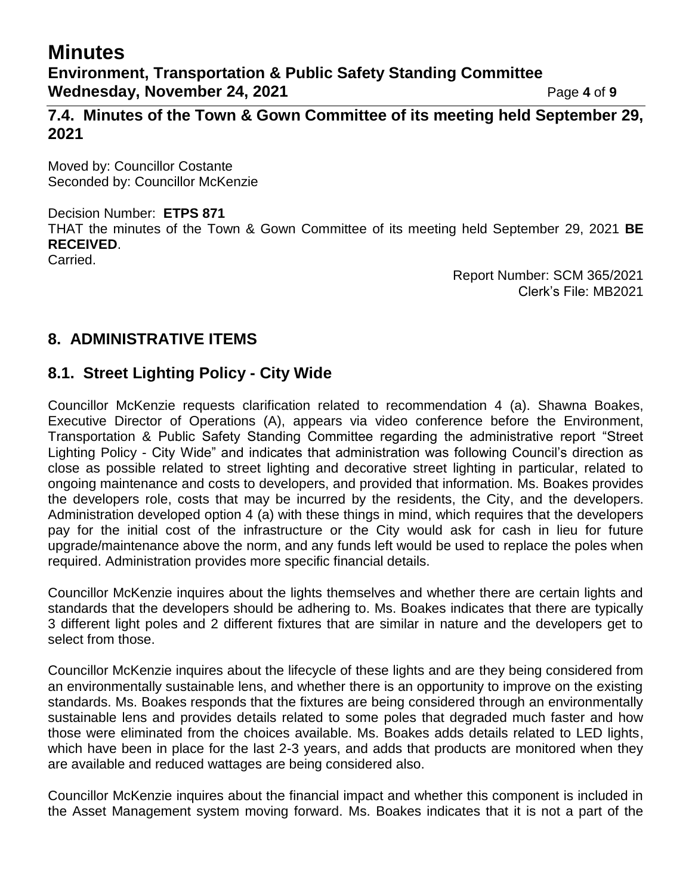### 7.4. Minutes of the Town & Gown Committee of its meeting held September 29, 2021

Moved by: Councillor Costante
Seconded by: Councillor McKenzie

Decision Number: **ETPS 871**
THAT the minutes of the Town & Gown Committee of its meeting held September 29, 2021 **BE RECEIVED**.
Carried.

Report Number: SCM 365/2021
Clerk's File: MB2021

## 8. ADMINISTRATIVE ITEMS

### 8.1. Street Lighting Policy - City Wide

Councillor McKenzie requests clarification related to recommendation 4 (a). Shawna Boakes, Executive Director of Operations (A), appears via video conference before the Environment, Transportation & Public Safety Standing Committee regarding the administrative report "Street Lighting Policy - City Wide" and indicates that administration was following Council's direction as close as possible related to street lighting and decorative street lighting in particular, related to ongoing maintenance and costs to developers, and provided that information. Ms. Boakes provides the developers role, costs that may be incurred by the residents, the City, and the developers. Administration developed option 4 (a) with these things in mind, which requires that the developers pay for the initial cost of the infrastructure or the City would ask for cash in lieu for future upgrade/maintenance above the norm, and any funds left would be used to replace the poles when required. Administration provides more specific financial details.

Councillor McKenzie inquires about the lights themselves and whether there are certain lights and standards that the developers should be adhering to. Ms. Boakes indicates that there are typically 3 different light poles and 2 different fixtures that are similar in nature and the developers get to select from those.

Councillor McKenzie inquires about the lifecycle of these lights and are they being considered from an environmentally sustainable lens, and whether there is an opportunity to improve on the existing standards. Ms. Boakes responds that the fixtures are being considered through an environmentally sustainable lens and provides details related to some poles that degraded much faster and how those were eliminated from the choices available. Ms. Boakes adds details related to LED lights, which have been in place for the last 2-3 years, and adds that products are monitored when they are available and reduced wattages are being considered also.

Councillor McKenzie inquires about the financial impact and whether this component is included in the Asset Management system moving forward. Ms. Boakes indicates that it is not a part of the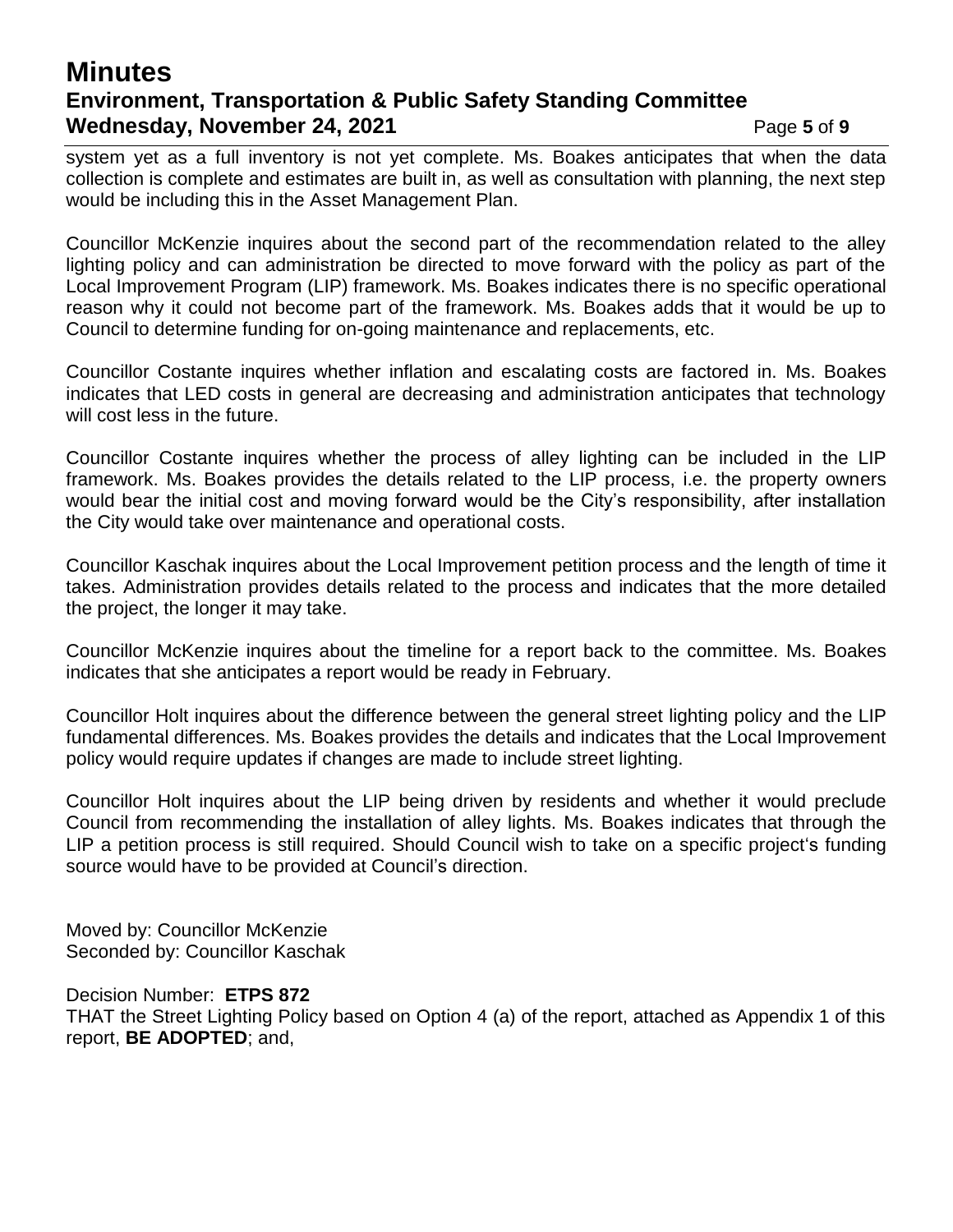system yet as a full inventory is not yet complete. Ms. Boakes anticipates that when the data collection is complete and estimates are built in, as well as consultation with planning, the next step would be including this in the Asset Management Plan.

Councillor McKenzie inquires about the second part of the recommendation related to the alley lighting policy and can administration be directed to move forward with the policy as part of the Local Improvement Program (LIP) framework. Ms. Boakes indicates there is no specific operational reason why it could not become part of the framework. Ms. Boakes adds that it would be up to Council to determine funding for on-going maintenance and replacements, etc.

Councillor Costante inquires whether inflation and escalating costs are factored in. Ms. Boakes indicates that LED costs in general are decreasing and administration anticipates that technology will cost less in the future.

Councillor Costante inquires whether the process of alley lighting can be included in the LIP framework. Ms. Boakes provides the details related to the LIP process, i.e. the property owners would bear the initial cost and moving forward would be the City's responsibility, after installation the City would take over maintenance and operational costs.

Councillor Kaschak inquires about the Local Improvement petition process and the length of time it takes. Administration provides details related to the process and indicates that the more detailed the project, the longer it may take.

Councillor McKenzie inquires about the timeline for a report back to the committee. Ms. Boakes indicates that she anticipates a report would be ready in February.

Councillor Holt inquires about the difference between the general street lighting policy and the LIP fundamental differences. Ms. Boakes provides the details and indicates that the Local Improvement policy would require updates if changes are made to include street lighting.

Councillor Holt inquires about the LIP being driven by residents and whether it would preclude Council from recommending the installation of alley lights. Ms. Boakes indicates that through the LIP a petition process is still required. Should Council wish to take on a specific project's funding source would have to be provided at Council's direction.

Moved by: Councillor McKenzie
Seconded by: Councillor Kaschak

Decision Number: **ETPS 872**
THAT the Street Lighting Policy based on Option 4 (a) of the report, attached as Appendix 1 of this report, **BE ADOPTED**; and,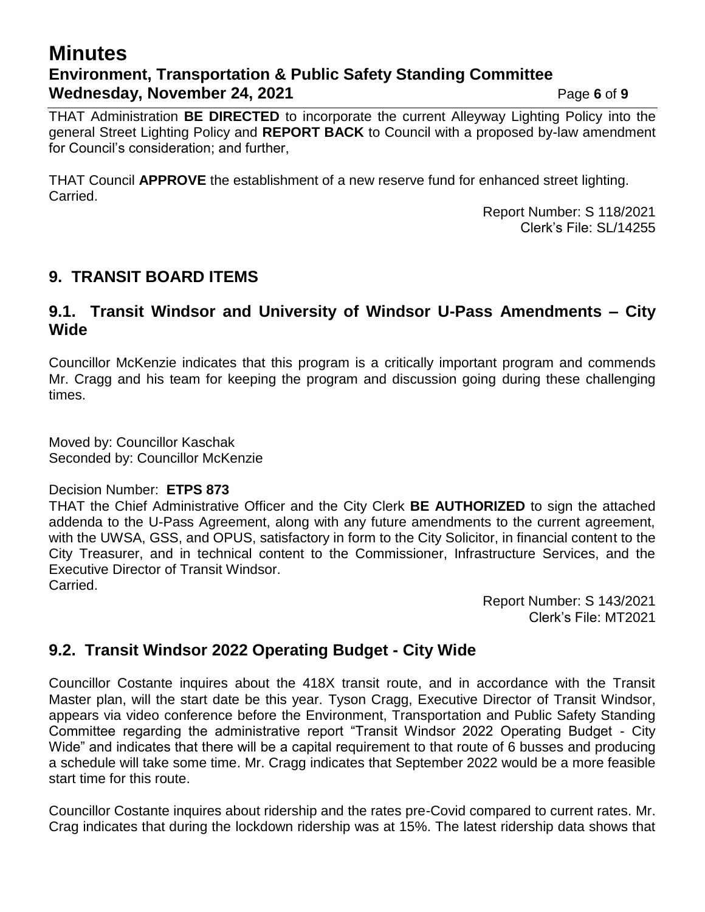THAT Administration **BE DIRECTED** to incorporate the current Alleyway Lighting Policy into the general Street Lighting Policy and **REPORT BACK** to Council with a proposed by-law amendment for Council's consideration; and further,

THAT Council **APPROVE** the establishment of a new reserve fund for enhanced street lighting.
Carried.

Report Number: S 118/2021
Clerk's File: SL/14255

## 9. TRANSIT BOARD ITEMS

### 9.1. Transit Windsor and University of Windsor U-Pass Amendments – City Wide

Councillor McKenzie indicates that this program is a critically important program and commends Mr. Cragg and his team for keeping the program and discussion going during these challenging times.

Moved by: Councillor Kaschak
Seconded by: Councillor McKenzie

Decision Number: **ETPS 873**
THAT the Chief Administrative Officer and the City Clerk **BE AUTHORIZED** to sign the attached addenda to the U-Pass Agreement, along with any future amendments to the current agreement, with the UWSA, GSS, and OPUS, satisfactory in form to the City Solicitor, in financial content to the City Treasurer, and in technical content to the Commissioner, Infrastructure Services, and the Executive Director of Transit Windsor.
Carried.

Report Number: S 143/2021
Clerk's File: MT2021

### 9.2. Transit Windsor 2022 Operating Budget - City Wide

Councillor Costante inquires about the 418X transit route, and in accordance with the Transit Master plan, will the start date be this year. Tyson Cragg, Executive Director of Transit Windsor, appears via video conference before the Environment, Transportation and Public Safety Standing Committee regarding the administrative report "Transit Windsor 2022 Operating Budget - City Wide" and indicates that there will be a capital requirement to that route of 6 busses and producing a schedule will take some time. Mr. Cragg indicates that September 2022 would be a more feasible start time for this route.

Councillor Costante inquires about ridership and the rates pre-Covid compared to current rates. Mr. Crag indicates that during the lockdown ridership was at 15%. The latest ridership data shows that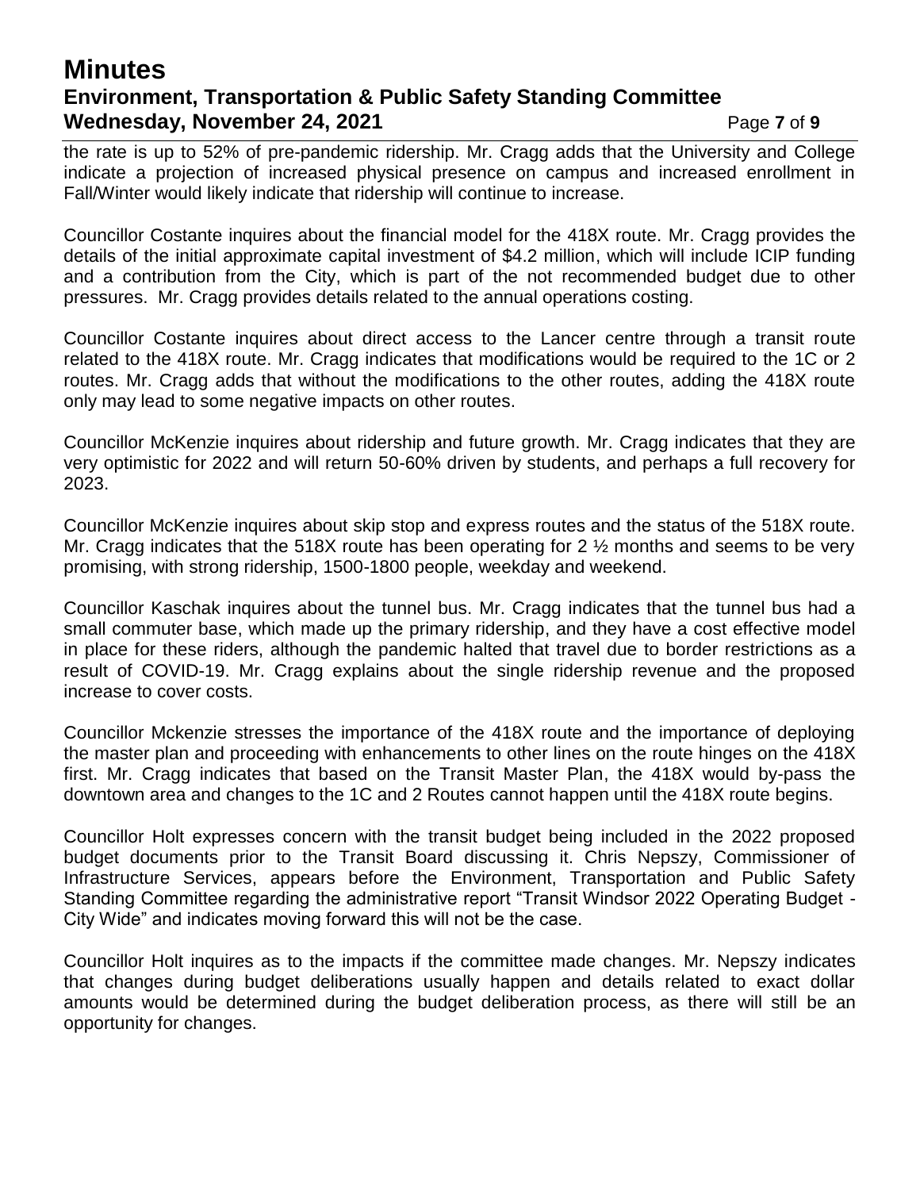the rate is up to 52% of pre-pandemic ridership. Mr. Cragg adds that the University and College indicate a projection of increased physical presence on campus and increased enrollment in Fall/Winter would likely indicate that ridership will continue to increase.

Councillor Costante inquires about the financial model for the 418X route. Mr. Cragg provides the details of the initial approximate capital investment of $4.2 million, which will include ICIP funding and a contribution from the City, which is part of the not recommended budget due to other pressures. Mr. Cragg provides details related to the annual operations costing.

Councillor Costante inquires about direct access to the Lancer centre through a transit route related to the 418X route. Mr. Cragg indicates that modifications would be required to the 1C or 2 routes. Mr. Cragg adds that without the modifications to the other routes, adding the 418X route only may lead to some negative impacts on other routes.

Councillor McKenzie inquires about ridership and future growth. Mr. Cragg indicates that they are very optimistic for 2022 and will return 50-60% driven by students, and perhaps a full recovery for 2023.

Councillor McKenzie inquires about skip stop and express routes and the status of the 518X route. Mr. Cragg indicates that the 518X route has been operating for 2 ½ months and seems to be very promising, with strong ridership, 1500-1800 people, weekday and weekend.

Councillor Kaschak inquires about the tunnel bus. Mr. Cragg indicates that the tunnel bus had a small commuter base, which made up the primary ridership, and they have a cost effective model in place for these riders, although the pandemic halted that travel due to border restrictions as a result of COVID-19. Mr. Cragg explains about the single ridership revenue and the proposed increase to cover costs.

Councillor Mckenzie stresses the importance of the 418X route and the importance of deploying the master plan and proceeding with enhancements to other lines on the route hinges on the 418X first. Mr. Cragg indicates that based on the Transit Master Plan, the 418X would by-pass the downtown area and changes to the 1C and 2 Routes cannot happen until the 418X route begins.

Councillor Holt expresses concern with the transit budget being included in the 2022 proposed budget documents prior to the Transit Board discussing it. Chris Nepszy, Commissioner of Infrastructure Services, appears before the Environment, Transportation and Public Safety Standing Committee regarding the administrative report "Transit Windsor 2022 Operating Budget - City Wide" and indicates moving forward this will not be the case.

Councillor Holt inquires as to the impacts if the committee made changes. Mr. Nepszy indicates that changes during budget deliberations usually happen and details related to exact dollar amounts would be determined during the budget deliberation process, as there will still be an opportunity for changes.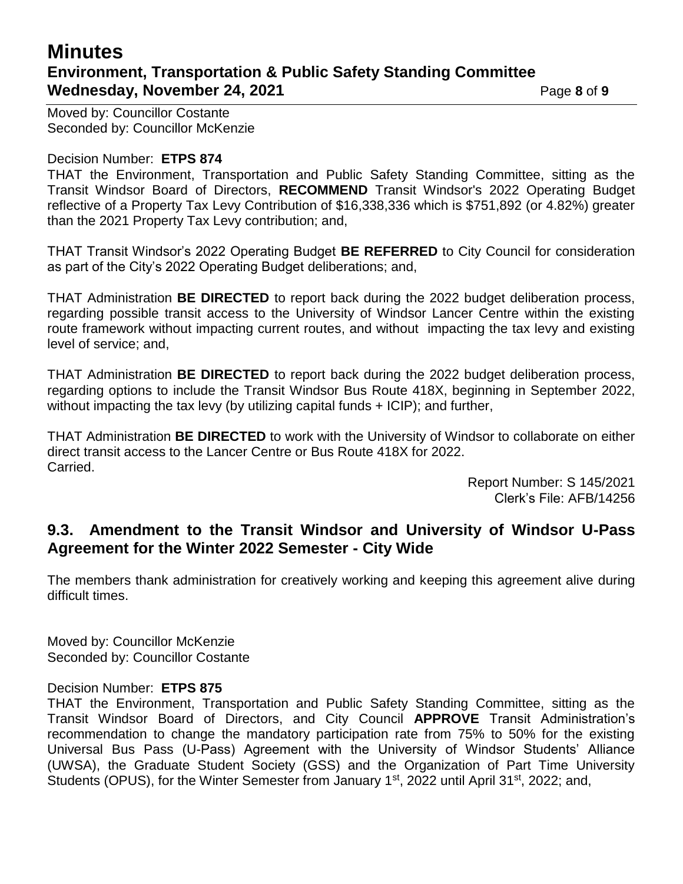Moved by: Councillor Costante
Seconded by: Councillor McKenzie

Decision Number: **ETPS 874**
THAT the Environment, Transportation and Public Safety Standing Committee, sitting as the Transit Windsor Board of Directors, **RECOMMEND** Transit Windsor's 2022 Operating Budget reflective of a Property Tax Levy Contribution of $16,338,336 which is $751,892 (or 4.82%) greater than the 2021 Property Tax Levy contribution; and,

THAT Transit Windsor's 2022 Operating Budget **BE REFERRED** to City Council for consideration as part of the City's 2022 Operating Budget deliberations; and,

THAT Administration **BE DIRECTED** to report back during the 2022 budget deliberation process, regarding possible transit access to the University of Windsor Lancer Centre within the existing route framework without impacting current routes, and without impacting the tax levy and existing level of service; and,

THAT Administration **BE DIRECTED** to report back during the 2022 budget deliberation process, regarding options to include the Transit Windsor Bus Route 418X, beginning in September 2022, without impacting the tax levy (by utilizing capital funds + ICIP); and further,

THAT Administration **BE DIRECTED** to work with the University of Windsor to collaborate on either direct transit access to the Lancer Centre or Bus Route 418X for 2022.
Carried.

Report Number: S 145/2021
Clerk's File: AFB/14256

## 9.3. Amendment to the Transit Windsor and University of Windsor U-Pass Agreement for the Winter 2022 Semester - City Wide

The members thank administration for creatively working and keeping this agreement alive during difficult times.

Moved by: Councillor McKenzie
Seconded by: Councillor Costante

Decision Number: **ETPS 875**
THAT the Environment, Transportation and Public Safety Standing Committee, sitting as the Transit Windsor Board of Directors, and City Council **APPROVE** Transit Administration's recommendation to change the mandatory participation rate from 75% to 50% for the existing Universal Bus Pass (U-Pass) Agreement with the University of Windsor Students' Alliance (UWSA), the Graduate Student Society (GSS) and the Organization of Part Time University Students (OPUS), for the Winter Semester from January 1st, 2022 until April 31st, 2022; and,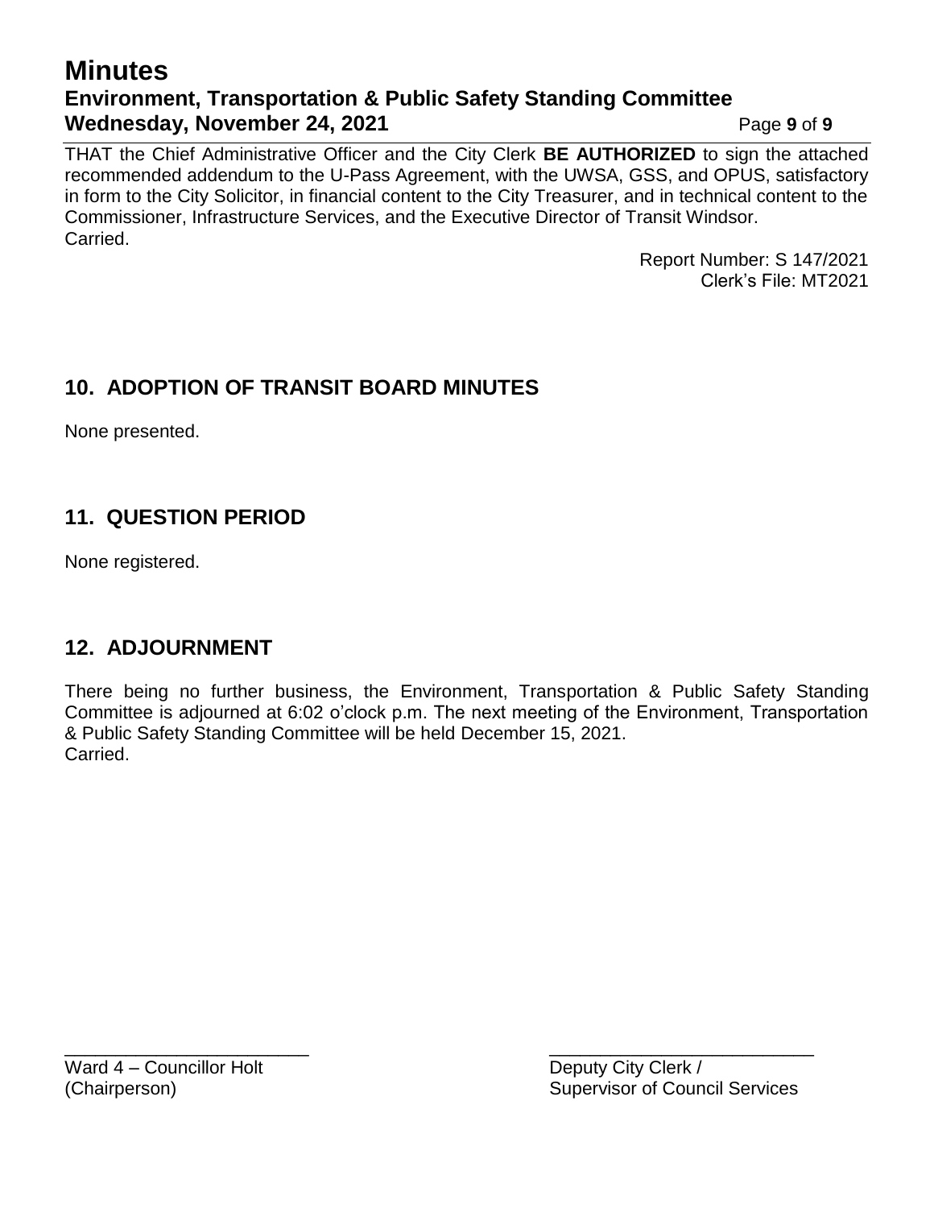THAT the Chief Administrative Officer and the City Clerk **BE AUTHORIZED** to sign the attached recommended addendum to the U-Pass Agreement, with the UWSA, GSS, and OPUS, satisfactory in form to the City Solicitor, in financial content to the City Treasurer, and in technical content to the Commissioner, Infrastructure Services, and the Executive Director of Transit Windsor.
Carried.

Report Number: S 147/2021
Clerk's File: MT2021

## 10. ADOPTION OF TRANSIT BOARD MINUTES

None presented.

## 11. QUESTION PERIOD

None registered.

## 12. ADJOURNMENT

There being no further business, the Environment, Transportation & Public Safety Standing Committee is adjourned at 6:02 o'clock p.m. The next meeting of the Environment, Transportation & Public Safety Standing Committee will be held December 15, 2021.
Carried.

\_\_\_\_\_\_\_\_\_\_\_\_\_\_\_\_\_\_\_\_\_\_\_\_
Ward 4 – Councillor Holt
(Chairperson)

\_\_\_\_\_\_\_\_\_\_\_\_\_\_\_\_\_\_\_\_\_\_\_\_
Deputy City Clerk /
Supervisor of Council Services